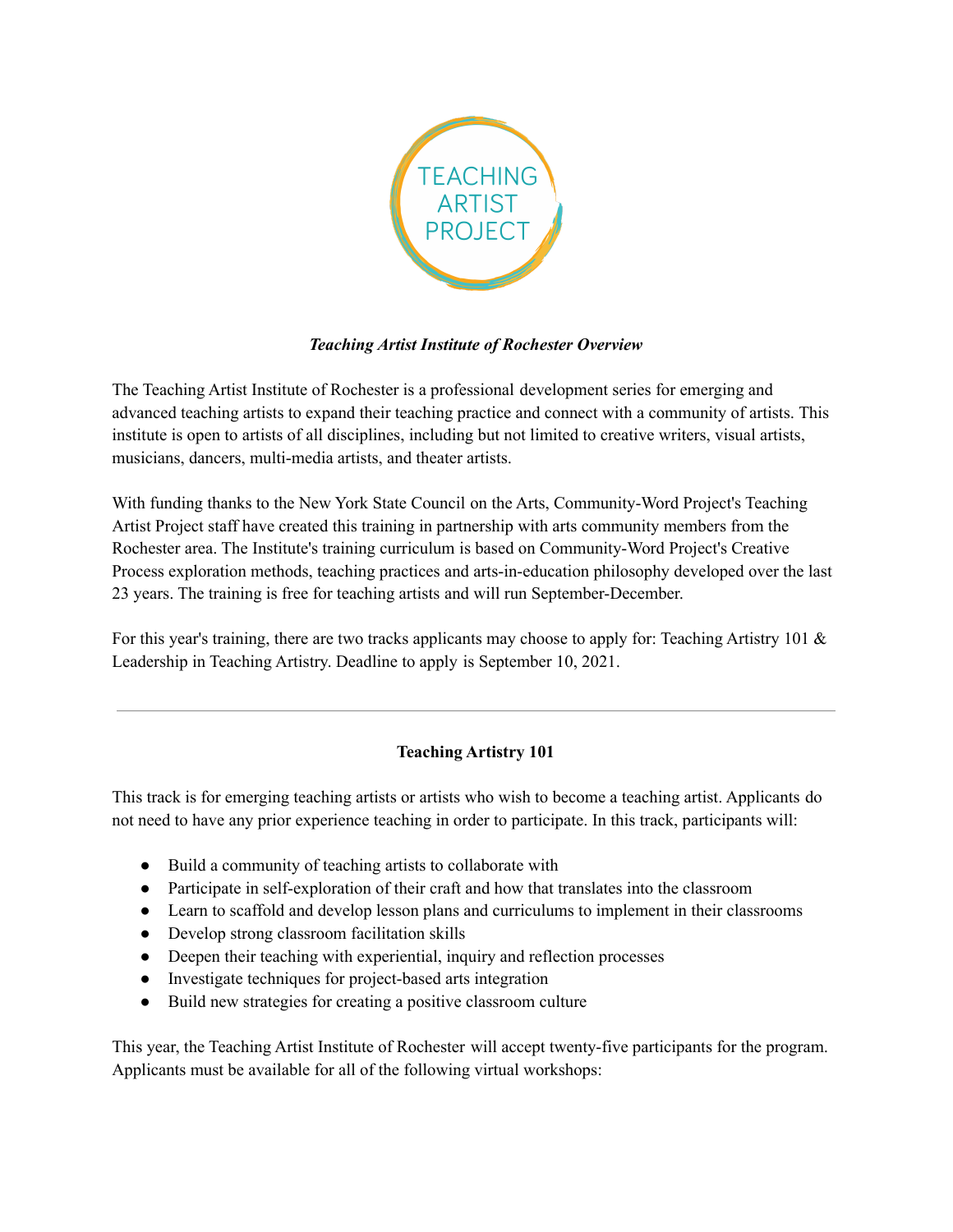TEACHING ARTIST PROJECT

***Teaching Artist Institute of Rochester Overview***

The Teaching Artist Institute of Rochester is a professional development series for emerging and advanced teaching artists to expand their teaching practice and connect with a community of artists. This institute is open to artists of all disciplines, including but not limited to creative writers, visual artists, musicians, dancers, multi-media artists, and theater artists.

With funding thanks to the New York State Council on the Arts, Community-Word Project's Teaching Artist Project staff have created this training in partnership with arts community members from the Rochester area. The Institute's training curriculum is based on Community-Word Project's Creative Process exploration methods, teaching practices and arts-in-education philosophy developed over the last 23 years. The training is free for teaching artists and will run September-December.

For this year's training, there are two tracks applicants may choose to apply for: Teaching Artistry 101 & Leadership in Teaching Artistry. Deadline to apply is September 10, 2021.

---

**Teaching Artistry 101**

This track is for emerging teaching artists or artists who wish to become a teaching artist. Applicants do not need to have any prior experience teaching in order to participate. In this track, participants will:

- Build a community of teaching artists to collaborate with
- Participate in self-exploration of their craft and how that translates into the classroom
- Learn to scaffold and develop lesson plans and curriculums to implement in their classrooms
- Develop strong classroom facilitation skills
- Deepen their teaching with experiential, inquiry and reflection processes
- Investigate techniques for project-based arts integration
- Build new strategies for creating a positive classroom culture

This year, the Teaching Artist Institute of Rochester will accept twenty-five participants for the program. Applicants must be available for all of the following virtual workshops: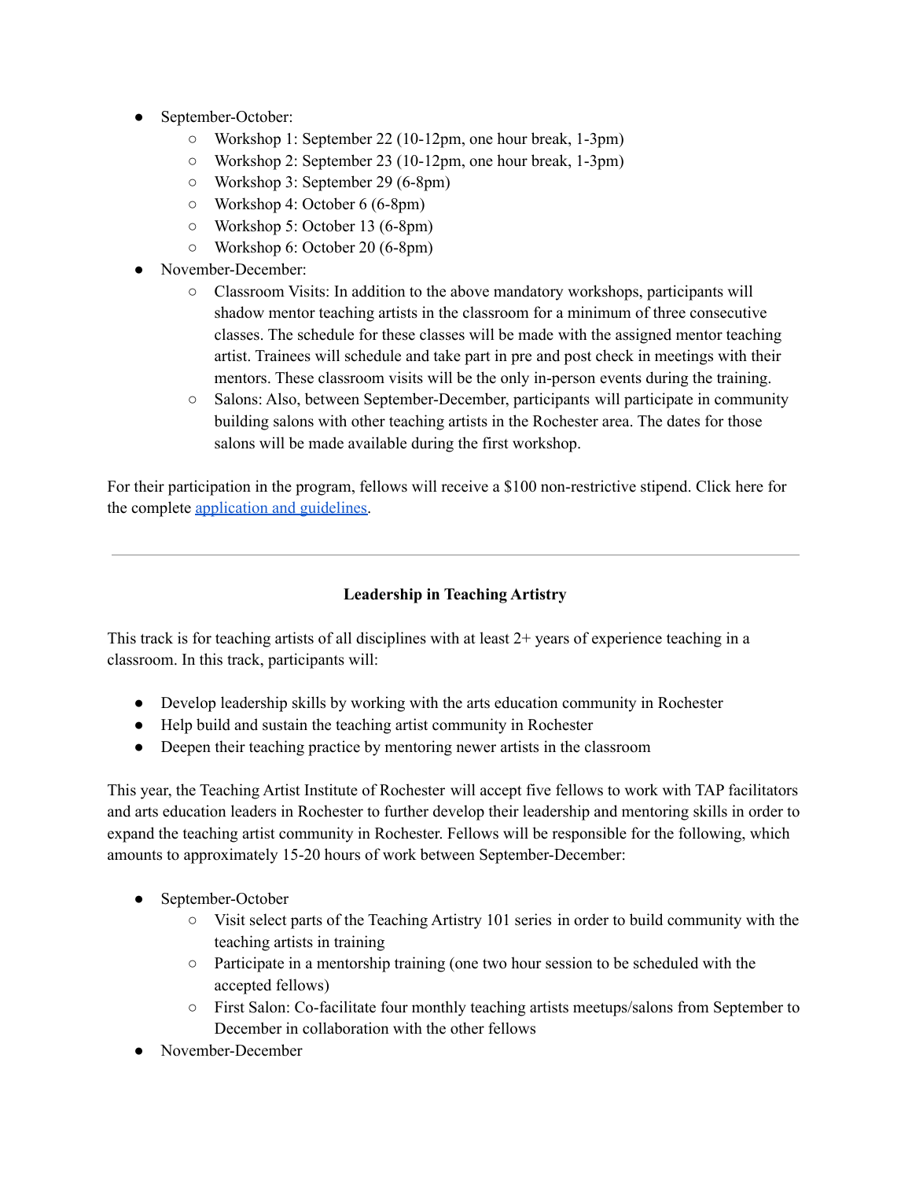- September-October:
  - Workshop 1: September 22 (10-12pm, one hour break, 1-3pm)
  - Workshop 2: September 23 (10-12pm, one hour break, 1-3pm)
  - Workshop 3: September 29 (6-8pm)
  - Workshop 4: October 6 (6-8pm)
  - Workshop 5: October 13 (6-8pm)
  - Workshop 6: October 20 (6-8pm)
- November-December:
  - Classroom Visits: In addition to the above mandatory workshops, participants will shadow mentor teaching artists in the classroom for a minimum of three consecutive classes. The schedule for these classes will be made with the assigned mentor teaching artist. Trainees will schedule and take part in pre and post check in meetings with their mentors. These classroom visits will be the only in-person events during the training.
  - Salons: Also, between September-December, participants will participate in community building salons with other teaching artists in the Rochester area. The dates for those salons will be made available during the first workshop.

For their participation in the program, fellows will receive a $100 non-restrictive stipend. Click here for the complete [application and guidelines](#).

---

**Leadership in Teaching Artistry**

This track is for teaching artists of all disciplines with at least 2+ years of experience teaching in a classroom. In this track, participants will:

- Develop leadership skills by working with the arts education community in Rochester
- Help build and sustain the teaching artist community in Rochester
- Deepen their teaching practice by mentoring newer artists in the classroom

This year, the Teaching Artist Institute of Rochester will accept five fellows to work with TAP facilitators and arts education leaders in Rochester to further develop their leadership and mentoring skills in order to expand the teaching artist community in Rochester. Fellows will be responsible for the following, which amounts to approximately 15-20 hours of work between September-December:

- September-October
  - Visit select parts of the Teaching Artistry 101 series in order to build community with the teaching artists in training
  - Participate in a mentorship training (one two hour session to be scheduled with the accepted fellows)
  - First Salon: Co-facilitate four monthly teaching artists meetups/salons from September to December in collaboration with the other fellows
- November-December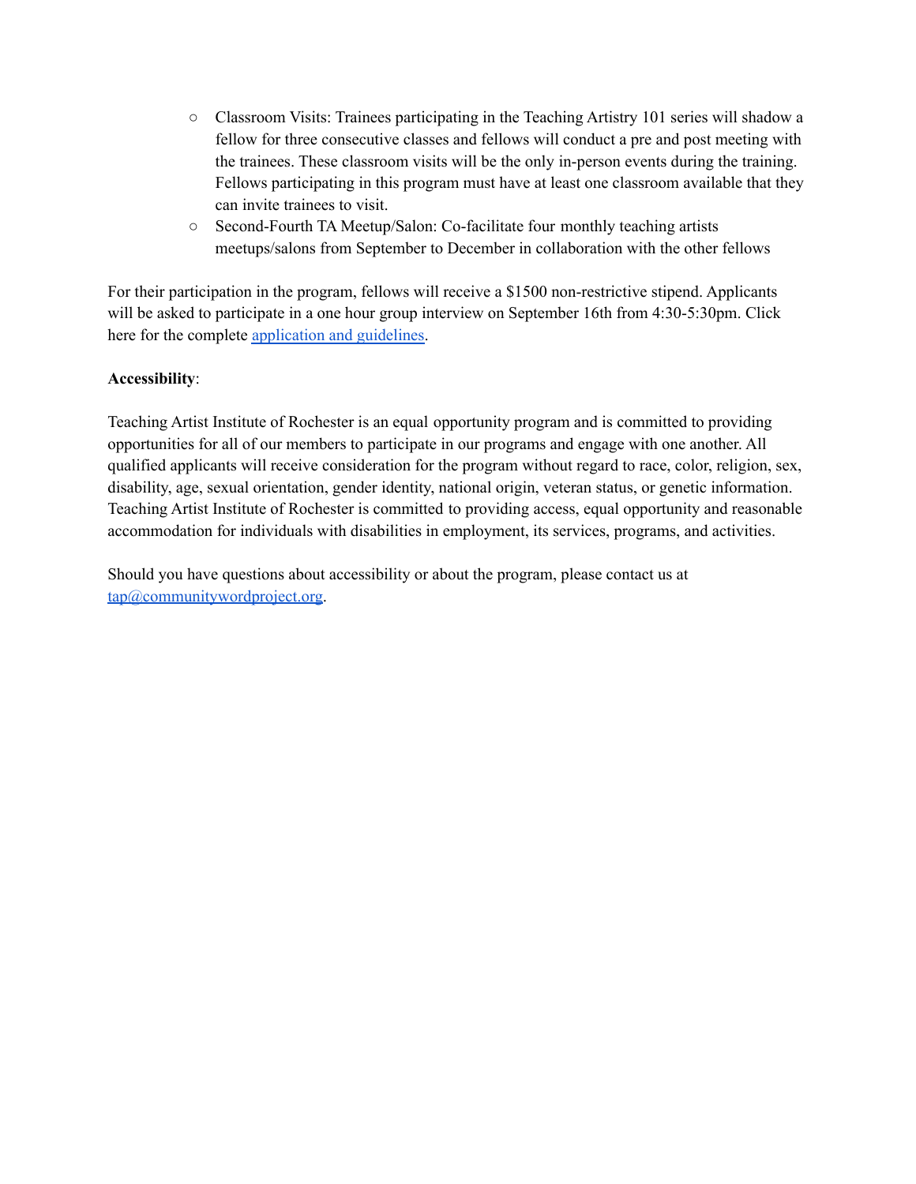- Classroom Visits: Trainees participating in the Teaching Artistry 101 series will shadow a fellow for three consecutive classes and fellows will conduct a pre and post meeting with the trainees. These classroom visits will be the only in-person events during the training. Fellows participating in this program must have at least one classroom available that they can invite trainees to visit.
- Second-Fourth TA Meetup/Salon: Co-facilitate four monthly teaching artists meetups/salons from September to December in collaboration with the other fellows

For their participation in the program, fellows will receive a $1500 non-restrictive stipend. Applicants will be asked to participate in a one hour group interview on September 16th from 4:30-5:30pm. Click here for the complete application and guidelines.

**Accessibility**:

Teaching Artist Institute of Rochester is an equal opportunity program and is committed to providing opportunities for all of our members to participate in our programs and engage with one another. All qualified applicants will receive consideration for the program without regard to race, color, religion, sex, disability, age, sexual orientation, gender identity, national origin, veteran status, or genetic information. Teaching Artist Institute of Rochester is committed to providing access, equal opportunity and reasonable accommodation for individuals with disabilities in employment, its services, programs, and activities.

Should you have questions about accessibility or about the program, please contact us at tap@communitywordproject.org.